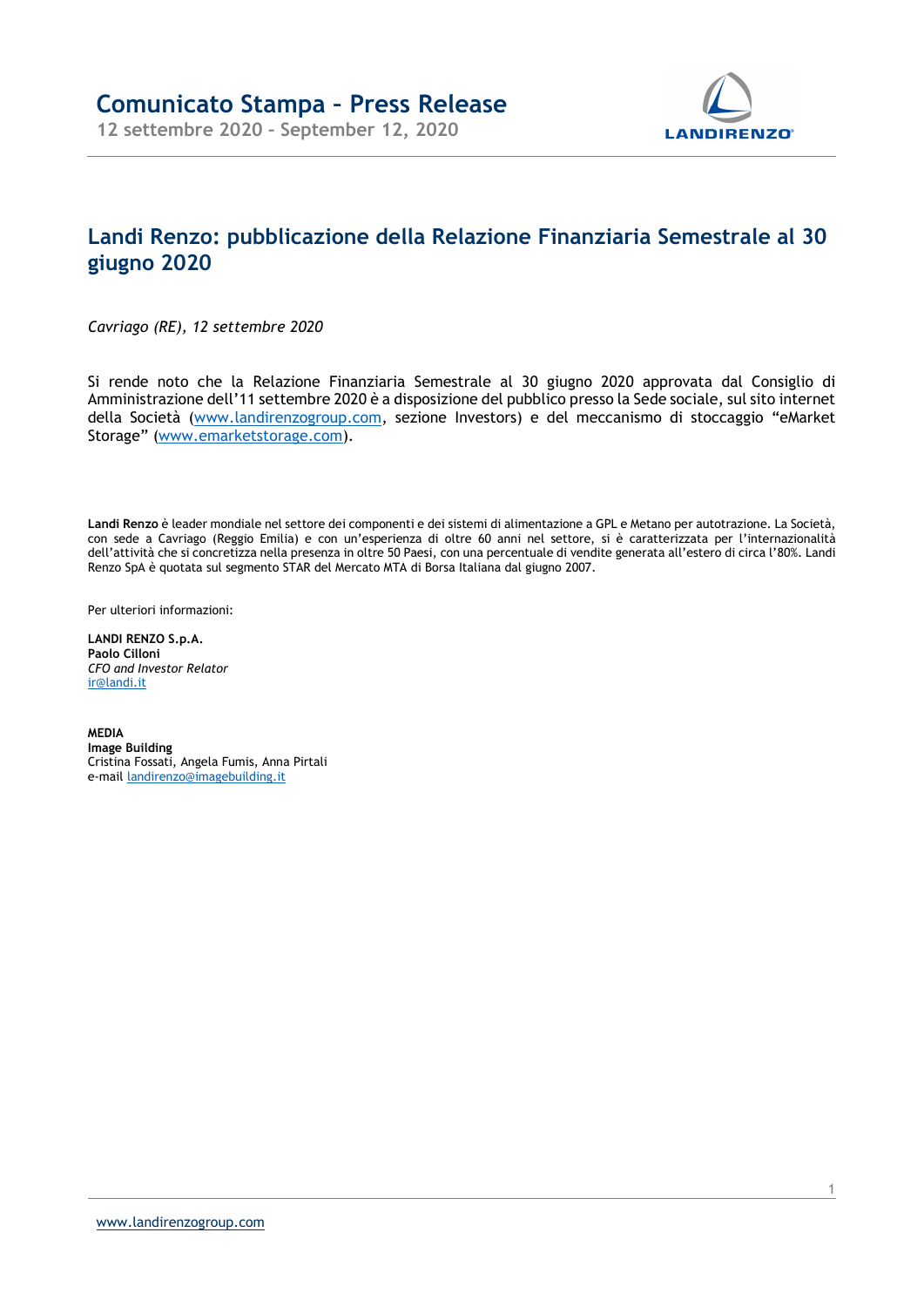# Comunicato Stampa – Press Release

12 settembre 2020 – September 12, 2020

## Landi Renzo: pubblicazione della Relazione Finanziaria Semestrale al 30 giugno 2020

*Cavriago (RE), 12 settembre 2020*

Si rende noto che la Relazione Finanziaria Semestrale al 30 giugno 2020 approvata dal Consiglio di Amministrazione dell'11 settembre 2020 è a disposizione del pubblico presso la Sede sociale, sul sito internet della Società (www.landirenzogroup.com, sezione Investors) e del meccanismo di stoccaggio "eMarket Storage" (www.emarketstorage.com).

**Landi Renzo** è leader mondiale nel settore dei componenti e dei sistemi di alimentazione a GPL e Metano per autotrazione. La Società, con sede a Cavriago (Reggio Emilia) e con un'esperienza di oltre 60 anni nel settore, si è caratterizzata per l'internazionalità dell'attività che si concretizza nella presenza in oltre 50 Paesi, con una percentuale di vendite generata all'estero di circa l'80%. Landi Renzo SpA è quotata sul segmento STAR del Mercato MTA di Borsa Italiana dal giugno 2007.

Per ulteriori informazioni:

**LANDI RENZO S.p.A.**
**Paolo Cilloni**
*CFO and Investor Relator*
ir@landi.it

**MEDIA**
**Image Building**
Cristina Fossati, Angela Fumis, Anna Pirtali
e-mail landirenzo@imagebuilding.it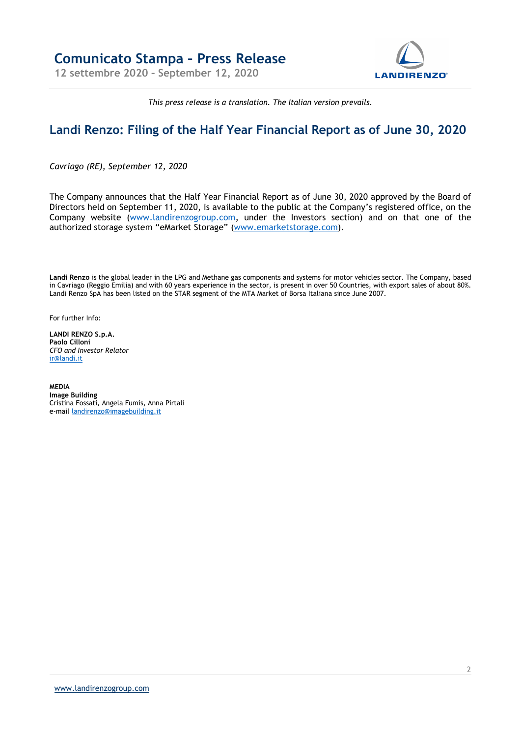# Comunicato Stampa – Press Release

12 settembre 2020 – September 12, 2020

*This press release is a translation. The Italian version prevails.*

## Landi Renzo: Filing of the Half Year Financial Report as of June 30, 2020

*Cavriago (RE), September 12, 2020*

The Company announces that the Half Year Financial Report as of June 30, 2020 approved by the Board of Directors held on September 11, 2020, is available to the public at the Company's registered office, on the Company website (www.landirenzogroup.com, under the Investors section) and on that one of the authorized storage system "eMarket Storage" (www.emarketstorage.com).

**Landi Renzo** is the global leader in the LPG and Methane gas components and systems for motor vehicles sector. The Company, based in Cavriago (Reggio Emilia) and with 60 years experience in the sector, is present in over 50 Countries, with export sales of about 80%. Landi Renzo SpA has been listed on the STAR segment of the MTA Market of Borsa Italiana since June 2007.

For further Info:

**LANDI RENZO S.p.A.**
**Paolo Cilloni**
*CFO and Investor Relator*
ir@landi.it

**MEDIA**
**Image Building**
Cristina Fossati, Angela Fumis, Anna Pirtali
e-mail landirenzo@imagebuilding.it